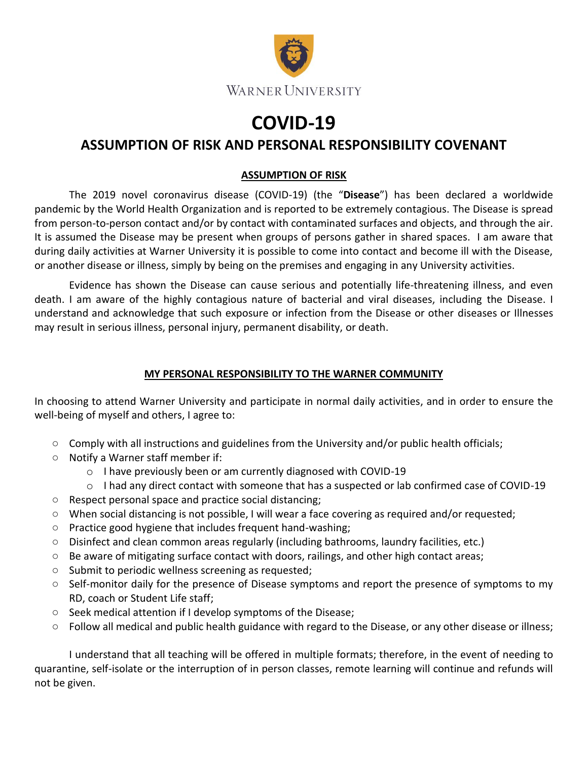WARNER UNIVERSITY

# COVID-19

## ASSUMPTION OF RISK AND PERSONAL RESPONSIBILITY COVENANT

### ASSUMPTION OF RISK

The 2019 novel coronavirus disease (COVID-19) (the "**Disease**") has been declared a worldwide pandemic by the World Health Organization and is reported to be extremely contagious. The Disease is spread from person-to-person contact and/or by contact with contaminated surfaces and objects, and through the air. It is assumed the Disease may be present when groups of persons gather in shared spaces. I am aware that during daily activities at Warner University it is possible to come into contact and become ill with the Disease, or another disease or illness, simply by being on the premises and engaging in any University activities.

Evidence has shown the Disease can cause serious and potentially life-threatening illness, and even death. I am aware of the highly contagious nature of bacterial and viral diseases, including the Disease. I understand and acknowledge that such exposure or infection from the Disease or other diseases or Illnesses may result in serious illness, personal injury, permanent disability, or death.

### MY PERSONAL RESPONSIBILITY TO THE WARNER COMMUNITY

In choosing to attend Warner University and participate in normal daily activities, and in order to ensure the well-being of myself and others, I agree to:

- Comply with all instructions and guidelines from the University and/or public health officials;
- Notify a Warner staff member if:
  - I have previously been or am currently diagnosed with COVID-19
  - I had any direct contact with someone that has a suspected or lab confirmed case of COVID-19
- Respect personal space and practice social distancing;
- When social distancing is not possible, I will wear a face covering as required and/or requested;
- Practice good hygiene that includes frequent hand-washing;
- Disinfect and clean common areas regularly (including bathrooms, laundry facilities, etc.)
- Be aware of mitigating surface contact with doors, railings, and other high contact areas;
- Submit to periodic wellness screening as requested;
- Self-monitor daily for the presence of Disease symptoms and report the presence of symptoms to my RD, coach or Student Life staff;
- Seek medical attention if I develop symptoms of the Disease;
- Follow all medical and public health guidance with regard to the Disease, or any other disease or illness;

I understand that all teaching will be offered in multiple formats; therefore, in the event of needing to quarantine, self-isolate or the interruption of in person classes, remote learning will continue and refunds will not be given.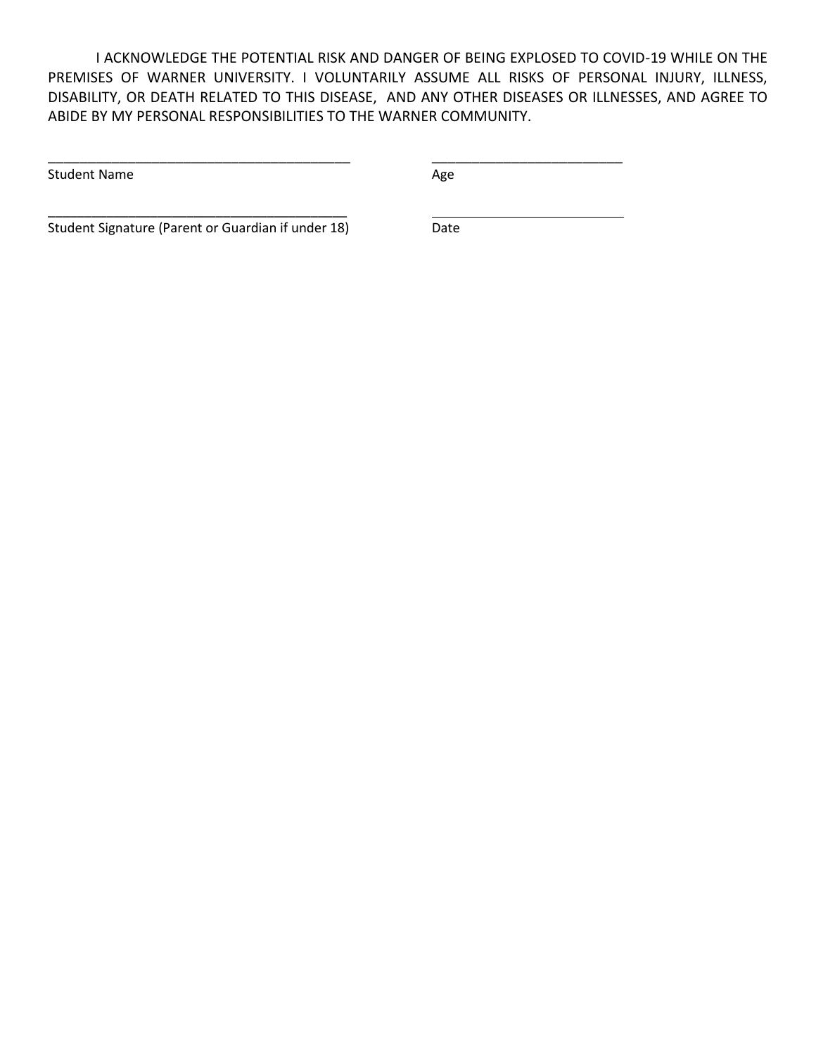I ACKNOWLEDGE THE POTENTIAL RISK AND DANGER OF BEING EXPLOSED TO COVID-19 WHILE ON THE PREMISES OF WARNER UNIVERSITY. I VOLUNTARILY ASSUME ALL RISKS OF PERSONAL INJURY, ILLNESS, DISABILITY, OR DEATH RELATED TO THIS DISEASE, AND ANY OTHER DISEASES OR ILLNESSES, AND AGREE TO ABIDE BY MY PERSONAL RESPONSIBILITIES TO THE WARNER COMMUNITY.

\_\_\_\_\_\_\_\_\_\_\_\_\_\_\_\_\_\_\_\_\_\_\_\_\_\_\_\_\_\_\_\_\_\_\_\_\_\_\_\_ \_\_\_\_\_\_\_\_\_\_\_\_\_\_\_\_\_\_\_\_\_\_\_\_\_\_

Student Name Age

\_\_\_\_\_\_\_\_\_\_\_\_\_\_\_\_\_\_\_\_\_\_\_\_\_\_\_\_\_\_\_\_\_\_\_\_\_\_\_\_ \_\_\_\_\_\_\_\_\_\_\_\_\_\_\_\_\_\_\_\_\_\_\_\_\_\_

Student Signature (Parent or Guardian if under 18) Date